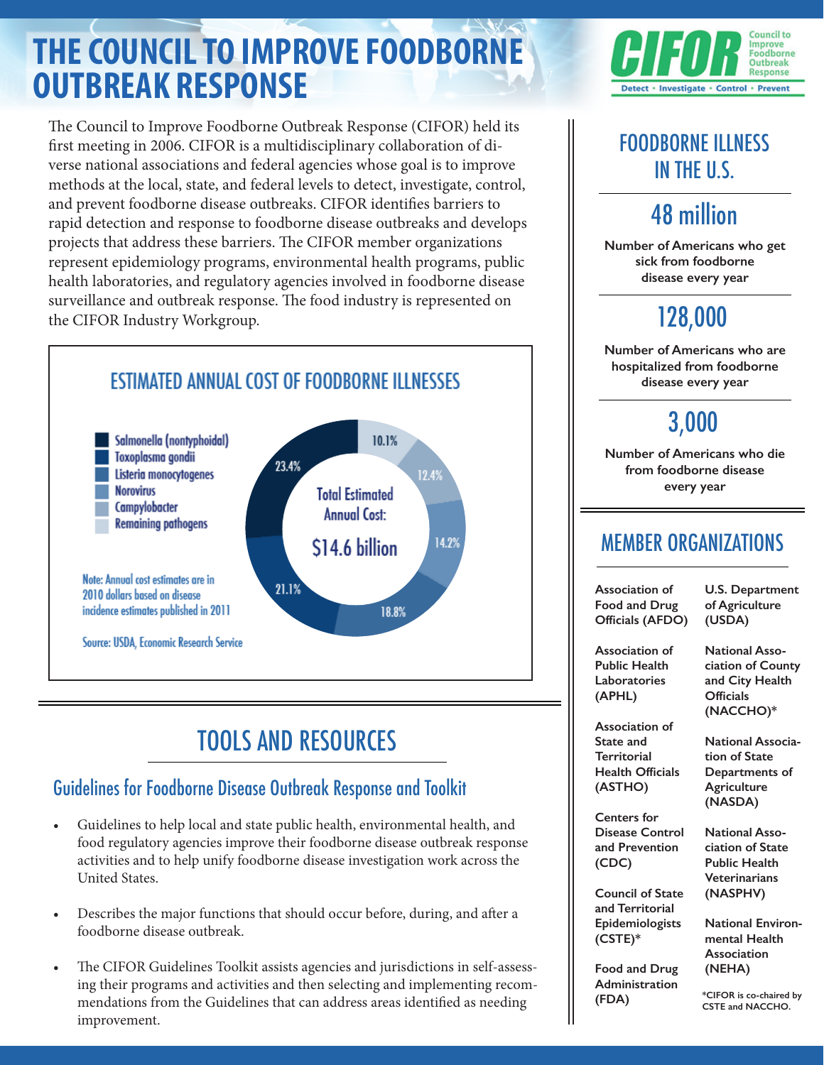# THE COUNCIL TO IMPROVE FOODBORNE OUTBREAK RESPONSE

CIFOR Council to Improve Foodborne Outbreak Response

Detect • Investigate • Control • Prevent

The Council to Improve Foodborne Outbreak Response (CIFOR) held its first meeting in 2006. CIFOR is a multidisciplinary collaboration of diverse national associations and federal agencies whose goal is to improve methods at the local, state, and federal levels to detect, investigate, control, and prevent foodborne disease outbreaks. CIFOR identifies barriers to rapid detection and response to foodborne disease outbreaks and develops projects that address these barriers. The CIFOR member organizations represent epidemiology programs, environmental health programs, public health laboratories, and regulatory agencies involved in foodborne disease surveillance and outbreak response. The food industry is represented on the CIFOR Industry Workgroup.

## ESTIMATED ANNUAL COST OF FOODBORNE ILLNESSES

Total Estimated Annual Cost: $14.6 billion

| Pathogen | Share of cost |
|---|---|
| Salmonella (nontyphoidal) | 23.4% |
| Toxoplasma gondii | 21.1% |
| Listeria monocytogenes | 18.8% |
| Norovirus | 14.2% |
| Campylobacter | 12.4% |
| Remaining pathogens | 10.1% |

Note: Annual cost estimates are in 2010 dollars based on disease incidence estimates published in 2011

Source: USDA, Economic Research Service

## TOOLS AND RESOURCES

### Guidelines for Foodborne Disease Outbreak Response and Toolkit

- Guidelines to help local and state public health, environmental health, and food regulatory agencies improve their foodborne disease outbreak response activities and to help unify foodborne disease investigation work across the United States.
- Describes the major functions that should occur before, during, and after a foodborne disease outbreak.
- The CIFOR Guidelines Toolkit assists agencies and jurisdictions in self-assessing their programs and activities and then selecting and implementing recommendations from the Guidelines that can address areas identified as needing improvement.

## FOODBORNE ILLNESS IN THE U.S.

**48 million**

**Number of Americans who get sick from foodborne disease every year**

**128,000**

**Number of Americans who are hospitalized from foodborne disease every year**

**3,000**

**Number of Americans who die from foodborne disease every year**

## MEMBER ORGANIZATIONS

- **Association of Food and Drug Officials (AFDO)**
- **Association of Public Health Laboratories (APHL)**
- **Association of State and Territorial Health Officials (ASTHO)**
- **Centers for Disease Control and Prevention (CDC)**
- **Council of State and Territorial Epidemiologists (CSTE)***
- **Food and Drug Administration (FDA)**
- **U.S. Department of Agriculture (USDA)**
- **National Association of County and City Health Officials (NACCHO)***
- **National Association of State Departments of Agriculture (NASDA)**
- **National Association of State Public Health Veterinarians (NASPHV)**
- **National Environmental Health Association (NEHA)**

***CIFOR is co-chaired by CSTE and NACCHO.**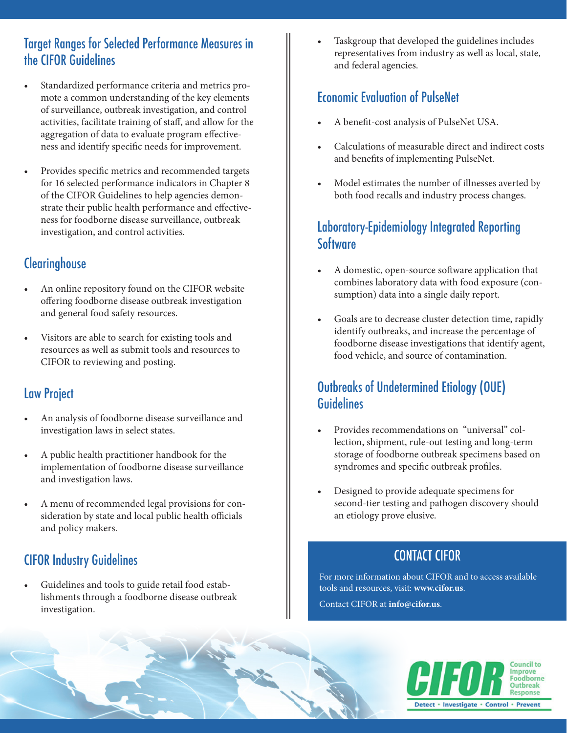## Target Ranges for Selected Performance Measures in the CIFOR Guidelines

- Standardized performance criteria and metrics promote a common understanding of the key elements of surveillance, outbreak investigation, and control activities, facilitate training of staff, and allow for the aggregation of data to evaluate program effectiveness and identify specific needs for improvement.
- Provides specific metrics and recommended targets for 16 selected performance indicators in Chapter 8 of the CIFOR Guidelines to help agencies demonstrate their public health performance and effectiveness for foodborne disease surveillance, outbreak investigation, and control activities.

## Clearinghouse

- An online repository found on the CIFOR website offering foodborne disease outbreak investigation and general food safety resources.
- Visitors are able to search for existing tools and resources as well as submit tools and resources to CIFOR to reviewing and posting.

## Law Project

- An analysis of foodborne disease surveillance and investigation laws in select states.
- A public health practitioner handbook for the implementation of foodborne disease surveillance and investigation laws.
- A menu of recommended legal provisions for consideration by state and local public health officials and policy makers.

## CIFOR Industry Guidelines

- Guidelines and tools to guide retail food establishments through a foodborne disease outbreak investigation.
- Taskgroup that developed the guidelines includes representatives from industry as well as local, state, and federal agencies.

## Economic Evaluation of PulseNet

- A benefit-cost analysis of PulseNet USA.
- Calculations of measurable direct and indirect costs and benefits of implementing PulseNet.
- Model estimates the number of illnesses averted by both food recalls and industry process changes.

## Laboratory-Epidemiology Integrated Reporting Software

- A domestic, open-source software application that combines laboratory data with food exposure (consumption) data into a single daily report.
- Goals are to decrease cluster detection time, rapidly identify outbreaks, and increase the percentage of foodborne disease investigations that identify agent, food vehicle, and source of contamination.

## Outbreaks of Undetermined Etiology (OUE) Guidelines

- Provides recommendations on "universal" collection, shipment, rule-out testing and long-term storage of foodborne outbreak specimens based on syndromes and specific outbreak profiles.
- Designed to provide adequate specimens for second-tier testing and pathogen discovery should an etiology prove elusive.

## CONTACT CIFOR

For more information about CIFOR and to access available tools and resources, visit: **www.cifor.us**.

Contact CIFOR at **info@cifor.us**.

CIFOR Council to Improve Foodborne Outbreak Response

Detect • Investigate • Control • Prevent